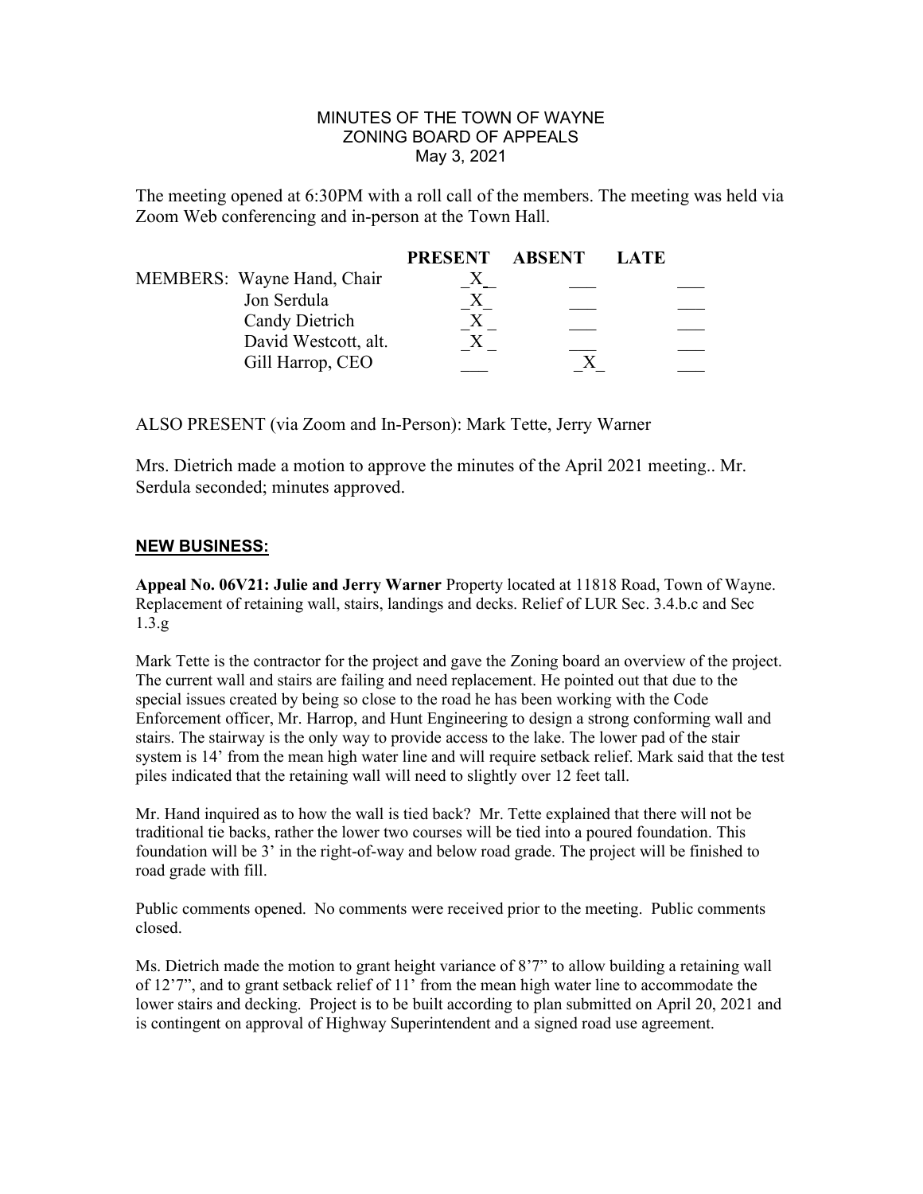MINUTES OF THE TOWN OF WAYNE
ZONING BOARD OF APPEALS
May 3, 2021

The meeting opened at 6:30PM with a roll call of the members. The meeting was held via Zoom Web conferencing and in-person at the Town Hall.

| | PRESENT | ABSENT | LATE |
|---|---|---|---|
| MEMBERS: Wayne Hand, Chair | X | | |
| Jon Serdula | X | | |
| Candy Dietrich | X | | |
| David Westcott, alt. | X | | |
| Gill Harrop, CEO | | X | |

ALSO PRESENT (via Zoom and In-Person): Mark Tette, Jerry Warner

Mrs. Dietrich made a motion to approve the minutes of the April 2021 meeting.. Mr. Serdula seconded; minutes approved.

## NEW BUSINESS:

**Appeal No. 06V21: Julie and Jerry Warner** Property located at 11818 Road, Town of Wayne. Replacement of retaining wall, stairs, landings and decks. Relief of LUR Sec. 3.4.b.c and Sec 1.3.g

Mark Tette is the contractor for the project and gave the Zoning board an overview of the project. The current wall and stairs are failing and need replacement. He pointed out that due to the special issues created by being so close to the road he has been working with the Code Enforcement officer, Mr. Harrop, and Hunt Engineering to design a strong conforming wall and stairs. The stairway is the only way to provide access to the lake. The lower pad of the stair system is 14' from the mean high water line and will require setback relief. Mark said that the test piles indicated that the retaining wall will need to slightly over 12 feet tall.

Mr. Hand inquired as to how the wall is tied back? Mr. Tette explained that there will not be traditional tie backs, rather the lower two courses will be tied into a poured foundation. This foundation will be 3' in the right-of-way and below road grade. The project will be finished to road grade with fill.

Public comments opened. No comments were received prior to the meeting. Public comments closed.

Ms. Dietrich made the motion to grant height variance of 8'7" to allow building a retaining wall of 12'7", and to grant setback relief of 11' from the mean high water line to accommodate the lower stairs and decking. Project is to be built according to plan submitted on April 20, 2021 and is contingent on approval of Highway Superintendent and a signed road use agreement.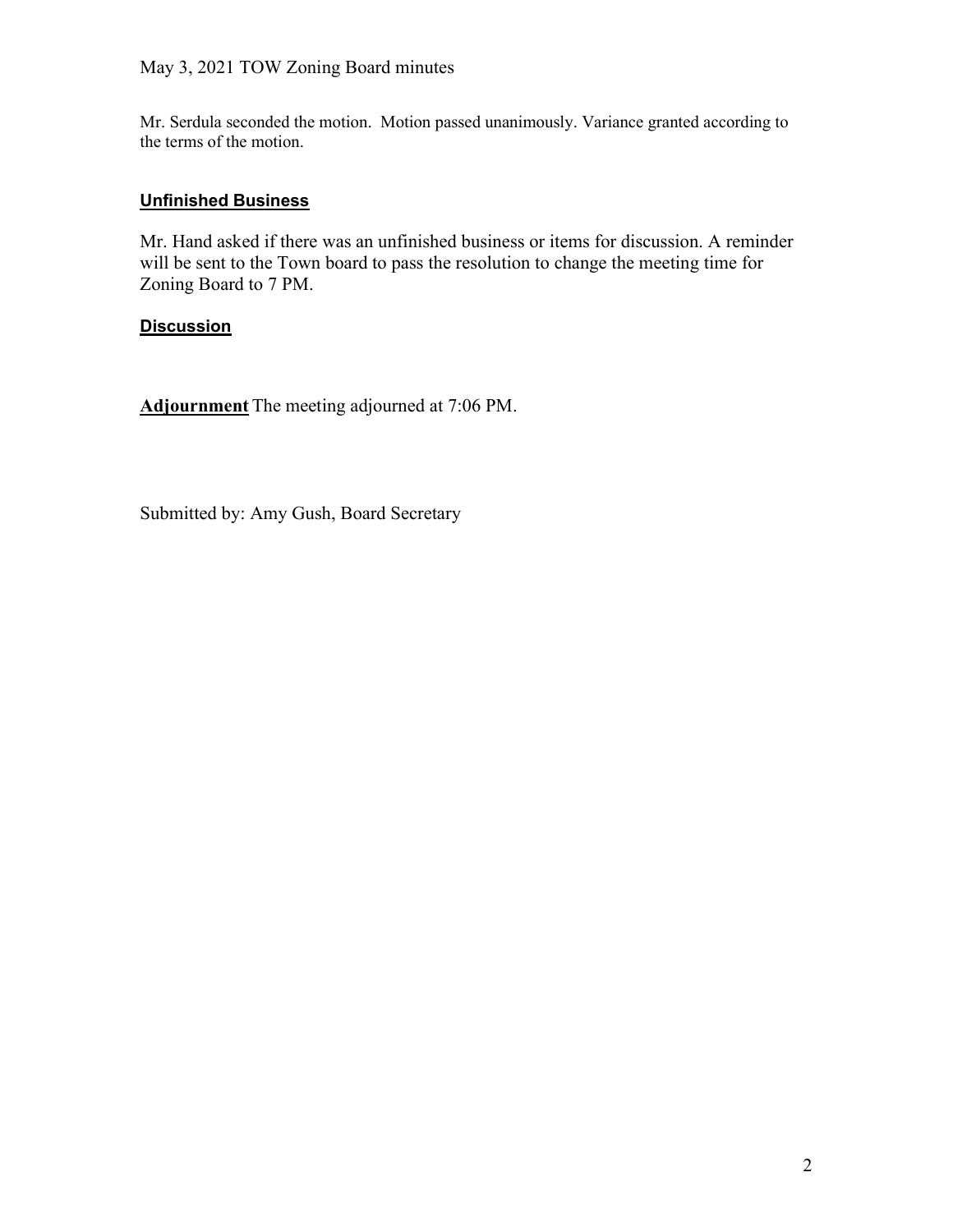Mr. Serdula seconded the motion. Motion passed unanimously. Variance granted according to the terms of the motion.

## Unfinished Business

Mr. Hand asked if there was an unfinished business or items for discussion. A reminder will be sent to the Town board to pass the resolution to change the meeting time for Zoning Board to 7 PM.

## Discussion

**Adjournment** The meeting adjourned at 7:06 PM.

Submitted by: Amy Gush, Board Secretary